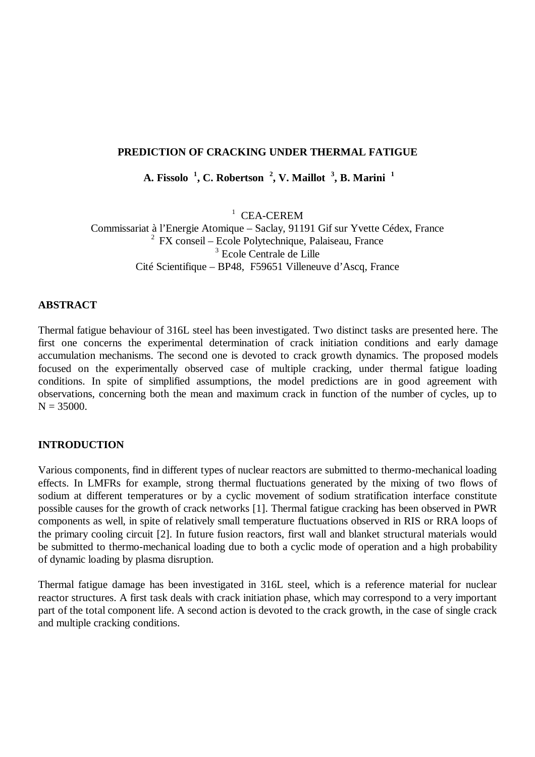# PREDICTION OF CRACKING UNDER THERMAL FATIGUE

**A. Fissolo [1], C. Robertson [2], V. Maillot [3], B. Marini [1]**

[1] CEA-CEREM
Commissariat à l'Energie Atomique – Saclay, 91191 Gif sur Yvette Cédex, France
[2] FX conseil – Ecole Polytechnique, Palaiseau, France
[3] Ecole Centrale de Lille
Cité Scientifique – BP48, F59651 Villeneuve d'Ascq, France

## ABSTRACT

Thermal fatigue behaviour of 316L steel has been investigated. Two distinct tasks are presented here. The first one concerns the experimental determination of crack initiation conditions and early damage accumulation mechanisms. The second one is devoted to crack growth dynamics. The proposed models focused on the experimentally observed case of multiple cracking, under thermal fatigue loading conditions. In spite of simplified assumptions, the model predictions are in good agreement with observations, concerning both the mean and maximum crack in function of the number of cycles, up to N = 35000.

## INTRODUCTION

Various components, find in different types of nuclear reactors are submitted to thermo-mechanical loading effects. In LMFRs for example, strong thermal fluctuations generated by the mixing of two flows of sodium at different temperatures or by a cyclic movement of sodium stratification interface constitute possible causes for the growth of crack networks [1]. Thermal fatigue cracking has been observed in PWR components as well, in spite of relatively small temperature fluctuations observed in RIS or RRA loops of the primary cooling circuit [2]. In future fusion reactors, first wall and blanket structural materials would be submitted to thermo-mechanical loading due to both a cyclic mode of operation and a high probability of dynamic loading by plasma disruption.

Thermal fatigue damage has been investigated in 316L steel, which is a reference material for nuclear reactor structures. A first task deals with crack initiation phase, which may correspond to a very important part of the total component life. A second action is devoted to the crack growth, in the case of single crack and multiple cracking conditions.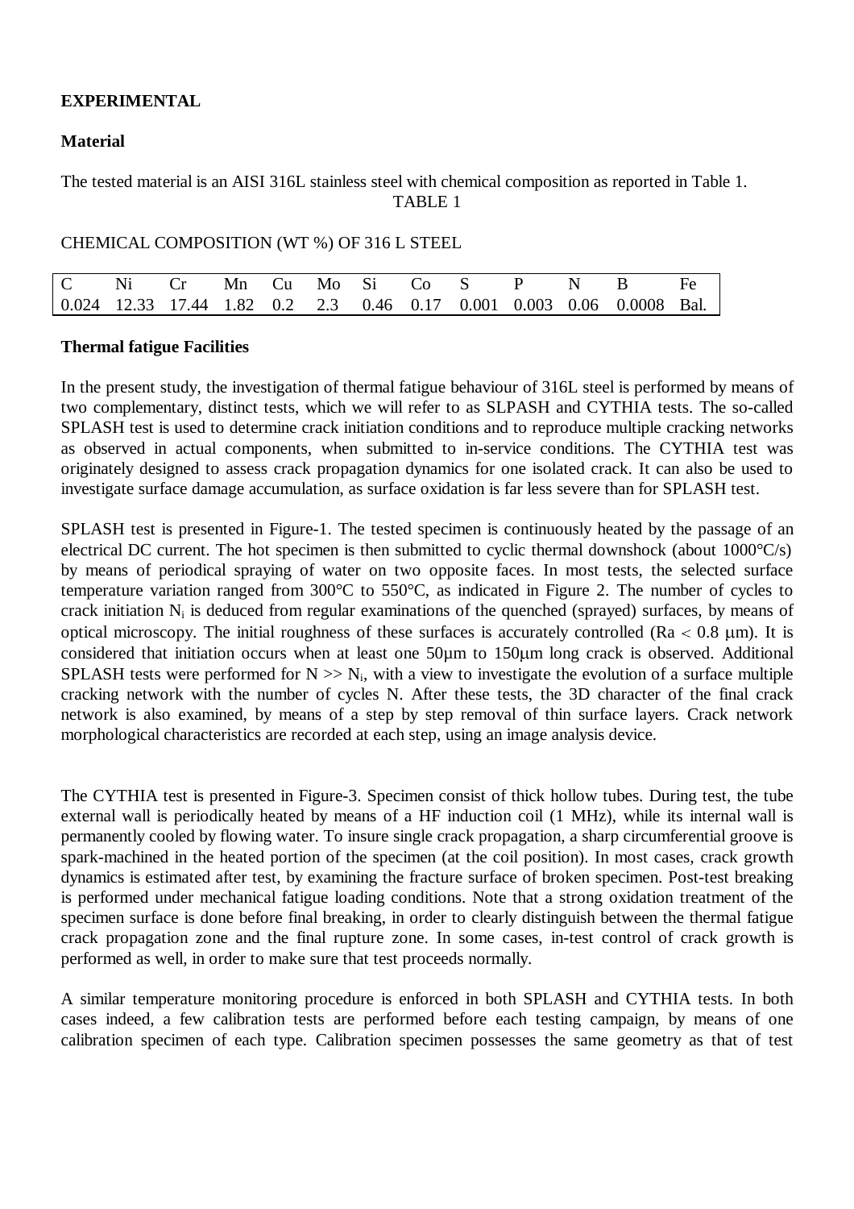## EXPERIMENTAL

### Material

The tested material is an AISI 316L stainless steel with chemical composition as reported in Table 1.

TABLE 1

CHEMICAL COMPOSITION (WT %) OF 316 L STEEL

| C | Ni | Cr | Mn | Cu | Mo | Si | Co | S | P | N | B | Fe |
|---|---|---|---|---|---|---|---|---|---|---|---|---|
| 0.024 | 12.33 | 17.44 | 1.82 | 0.2 | 2.3 | 0.46 | 0.17 | 0.001 | 0.003 | 0.06 | 0.0008 | Bal. |

### Thermal fatigue Facilities

In the present study, the investigation of thermal fatigue behaviour of 316L steel is performed by means of two complementary, distinct tests, which we will refer to as SLPASH and CYTHIA tests. The so-called SPLASH test is used to determine crack initiation conditions and to reproduce multiple cracking networks as observed in actual components, when submitted to in-service conditions. The CYTHIA test was originately designed to assess crack propagation dynamics for one isolated crack. It can also be used to investigate surface damage accumulation, as surface oxidation is far less severe than for SPLASH test.

SPLASH test is presented in Figure-1. The tested specimen is continuously heated by the passage of an electrical DC current. The hot specimen is then submitted to cyclic thermal downshock (about 1000°C/s) by means of periodical spraying of water on two opposite faces. In most tests, the selected surface temperature variation ranged from 300°C to 550°C, as indicated in Figure 2. The number of cycles to crack initiation $N_i$ is deduced from regular examinations of the quenched (sprayed) surfaces, by means of optical microscopy. The initial roughness of these surfaces is accurately controlled (Ra < 0.8 μm). It is considered that initiation occurs when at least one 50μm to 150μm long crack is observed. Additional SPLASH tests were performed for $N >> N_i$, with a view to investigate the evolution of a surface multiple cracking network with the number of cycles N. After these tests, the 3D character of the final crack network is also examined, by means of a step by step removal of thin surface layers. Crack network morphological characteristics are recorded at each step, using an image analysis device.

The CYTHIA test is presented in Figure-3. Specimen consist of thick hollow tubes. During test, the tube external wall is periodically heated by means of a HF induction coil (1 MHz), while its internal wall is permanently cooled by flowing water. To insure single crack propagation, a sharp circumferential groove is spark-machined in the heated portion of the specimen (at the coil position). In most cases, crack growth dynamics is estimated after test, by examining the fracture surface of broken specimen. Post-test breaking is performed under mechanical fatigue loading conditions. Note that a strong oxidation treatment of the specimen surface is done before final breaking, in order to clearly distinguish between the thermal fatigue crack propagation zone and the final rupture zone. In some cases, in-test control of crack growth is performed as well, in order to make sure that test proceeds normally.

A similar temperature monitoring procedure is enforced in both SPLASH and CYTHIA tests. In both cases indeed, a few calibration tests are performed before each testing campaign, by means of one calibration specimen of each type. Calibration specimen possesses the same geometry as that of test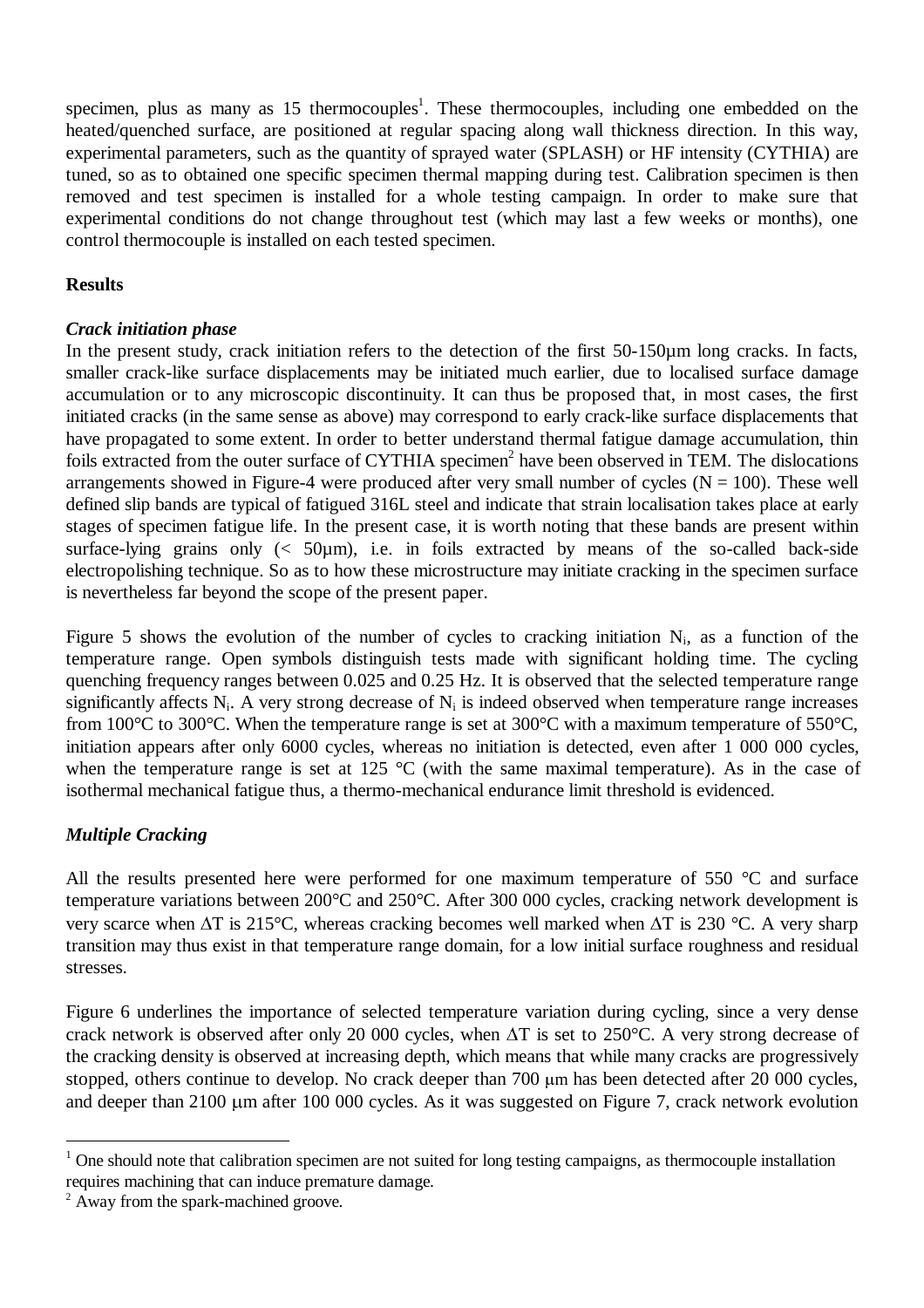specimen, plus as many as 15 thermocouples[1]. These thermocouples, including one embedded on the heated/quenched surface, are positioned at regular spacing along wall thickness direction. In this way, experimental parameters, such as the quantity of sprayed water (SPLASH) or HF intensity (CYTHIA) are tuned, so as to obtained one specific specimen thermal mapping during test. Calibration specimen is then removed and test specimen is installed for a whole testing campaign. In order to make sure that experimental conditions do not change throughout test (which may last a few weeks or months), one control thermocouple is installed on each tested specimen.

**Results**

***Crack initiation phase***

In the present study, crack initiation refers to the detection of the first 50-150µm long cracks. In facts, smaller crack-like surface displacements may be initiated much earlier, due to localised surface damage accumulation or to any microscopic discontinuity. It can thus be proposed that, in most cases, the first initiated cracks (in the same sense as above) may correspond to early crack-like surface displacements that have propagated to some extent. In order to better understand thermal fatigue damage accumulation, thin foils extracted from the outer surface of CYTHIA specimen[2] have been observed in TEM. The dislocations arrangements showed in Figure-4 were produced after very small number of cycles (N = 100). These well defined slip bands are typical of fatigued 316L steel and indicate that strain localisation takes place at early stages of specimen fatigue life. In the present case, it is worth noting that these bands are present within surface-lying grains only (< 50µm), i.e. in foils extracted by means of the so-called back-side electropolishing technique. So as to how these microstructure may initiate cracking in the specimen surface is nevertheless far beyond the scope of the present paper.

Figure 5 shows the evolution of the number of cycles to cracking initiation $N_i$, as a function of the temperature range. Open symbols distinguish tests made with significant holding time. The cycling quenching frequency ranges between 0.025 and 0.25 Hz. It is observed that the selected temperature range significantly affects $N_i$. A very strong decrease of $N_i$ is indeed observed when temperature range increases from 100°C to 300°C. When the temperature range is set at 300°C with a maximum temperature of 550°C, initiation appears after only 6000 cycles, whereas no initiation is detected, even after 1 000 000 cycles, when the temperature range is set at 125 °C (with the same maximal temperature). As in the case of isothermal mechanical fatigue thus, a thermo-mechanical endurance limit threshold is evidenced.

***Multiple Cracking***

All the results presented here were performed for one maximum temperature of 550 °C and surface temperature variations between 200°C and 250°C. After 300 000 cycles, cracking network development is very scarce when $\Delta T$ is 215°C, whereas cracking becomes well marked when $\Delta T$ is 230 °C. A very sharp transition may thus exist in that temperature range domain, for a low initial surface roughness and residual stresses.

Figure 6 underlines the importance of selected temperature variation during cycling, since a very dense crack network is observed after only 20 000 cycles, when $\Delta T$ is set to 250°C. A very strong decrease of the cracking density is observed at increasing depth, which means that while many cracks are progressively stopped, others continue to develop. No crack deeper than 700 µm has been detected after 20 000 cycles, and deeper than 2100 µm after 100 000 cycles. As it was suggested on Figure 7, crack network evolution

---

[1] One should note that calibration specimen are not suited for long testing campaigns, as thermocouple installation requires machining that can induce premature damage.

[2] Away from the spark-machined groove.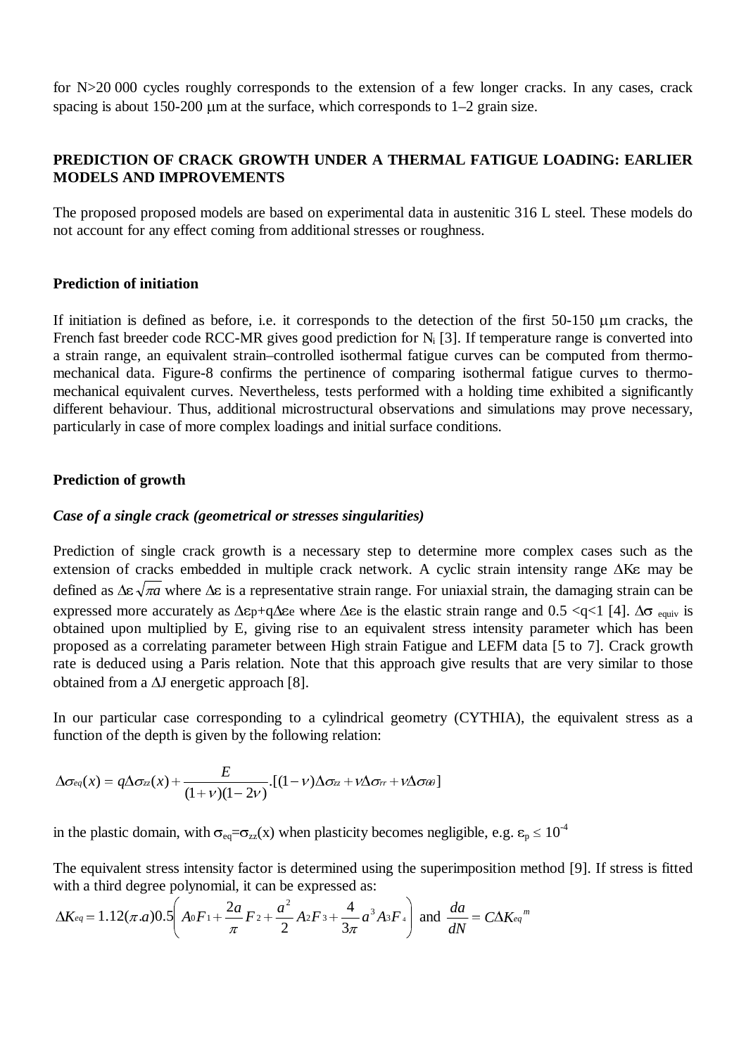for N>20 000 cycles roughly corresponds to the extension of a few longer cracks. In any cases, crack spacing is about 150-200 μm at the surface, which corresponds to 1–2 grain size.

## PREDICTION OF CRACK GROWTH UNDER A THERMAL FATIGUE LOADING: EARLIER MODELS AND IMPROVEMENTS

The proposed proposed models are based on experimental data in austenitic 316 L steel. These models do not account for any effect coming from additional stresses or roughness.

### Prediction of initiation

If initiation is defined as before, i.e. it corresponds to the detection of the first 50-150 μm cracks, the French fast breeder code RCC-MR gives good prediction for $N_i$ [3]. If temperature range is converted into a strain range, an equivalent strain–controlled isothermal fatigue curves can be computed from thermo-mechanical data. Figure-8 confirms the pertinence of comparing isothermal fatigue curves to thermo-mechanical equivalent curves. Nevertheless, tests performed with a holding time exhibited a significantly different behaviour. Thus, additional microstructural observations and simulations may prove necessary, particularly in case of more complex loadings and initial surface conditions.

### Prediction of growth

#### *Case of a single crack (geometrical or stresses singularities)*

Prediction of single crack growth is a necessary step to determine more complex cases such as the extension of cracks embedded in multiple crack network. A cyclic strain intensity range $\Delta K\varepsilon$ may be defined as $\Delta\varepsilon\sqrt{\pi a}$ where $\Delta\varepsilon$ is a representative strain range. For uniaxial strain, the damaging strain can be expressed more accurately as $\Delta\varepsilon p+q\Delta\varepsilon e$ where $\Delta\varepsilon e$ is the elastic strain range and $0.5 < q < 1$ [4]. $\Delta\sigma_{\text{equiv}}$ is obtained upon multiplied by E, giving rise to an equivalent stress intensity parameter which has been proposed as a correlating parameter between High strain Fatigue and LEFM data [5 to 7]. Crack growth rate is deduced using a Paris relation. Note that this approach give results that are very similar to those obtained from a $\Delta J$ energetic approach [8].

In our particular case corresponding to a cylindrical geometry (CYTHIA), the equivalent stress as a function of the depth is given by the following relation:

$$\Delta\sigma_{eq}(x) = q\Delta\sigma_{zz}(x) + \frac{E}{(1+\nu)(1-2\nu)}.[(1-\nu)\Delta\sigma_{zz} + \nu\Delta\sigma_{rr} + \nu\Delta\sigma_{\theta\theta}]$$

in the plastic domain, with $\sigma_{eq}=\sigma_{zz}(x)$ when plasticity becomes negligible, e.g. $\varepsilon_p \leq 10^{-4}$

The equivalent stress intensity factor is determined using the superimposition method [9]. If stress is fitted with a third degree polynomial, it can be expressed as:

$$\Delta K_{eq} = 1.12(\pi.a)0.5\left(A_0F_1 + \frac{2a}{\pi}F_2 + \frac{a^2}{2}A_2F_3 + \frac{4}{3\pi}a^3A_3F_4\right) \text{ and } \frac{da}{dN} = C\Delta K_{eq}{}^m$$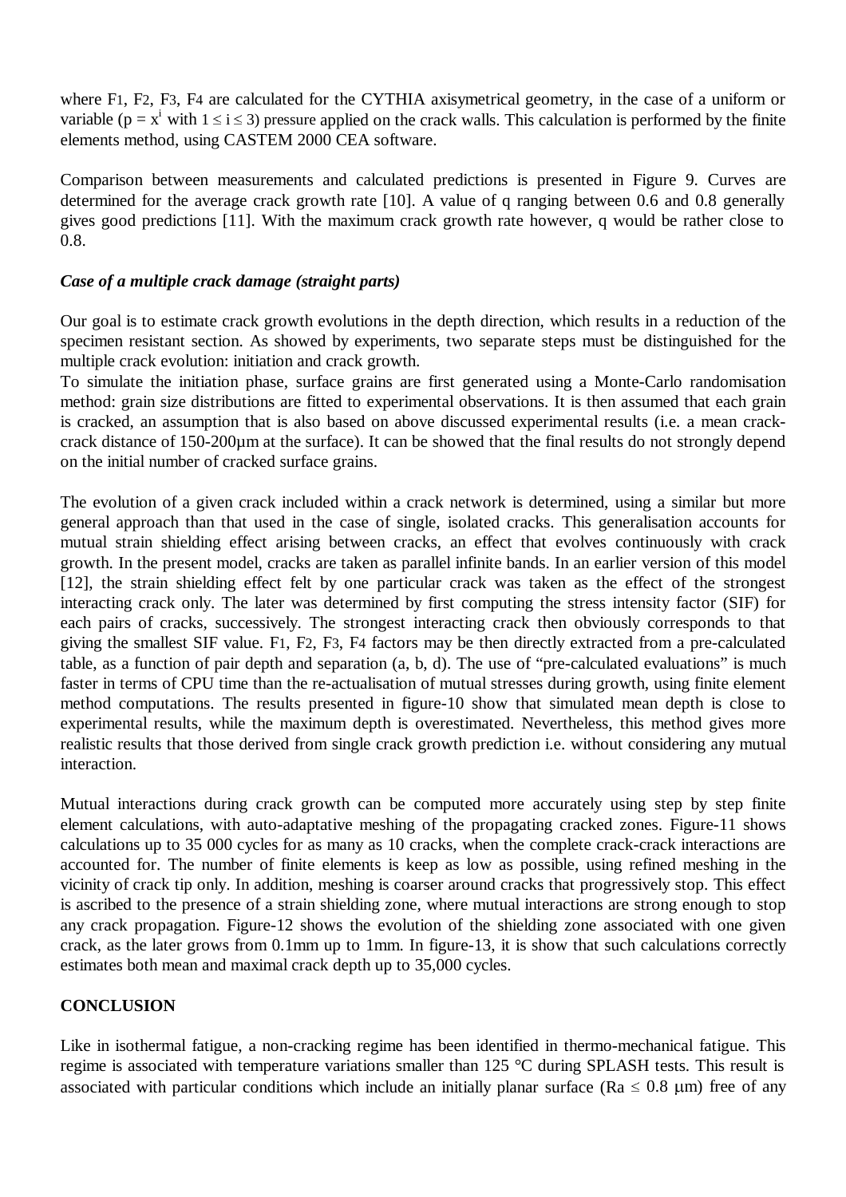where $F_1$, $F_2$, $F_3$, $F_4$ are calculated for the CYTHIA axisymetrical geometry, in the case of a uniform or variable ($p = x^i$ with $1 \leq i \leq 3$) pressure applied on the crack walls. This calculation is performed by the finite elements method, using CASTEM 2000 CEA software.

Comparison between measurements and calculated predictions is presented in Figure 9. Curves are determined for the average crack growth rate [10]. A value of q ranging between 0.6 and 0.8 generally gives good predictions [11]. With the maximum crack growth rate however, q would be rather close to 0.8.

***Case of a multiple crack damage (straight parts)***

Our goal is to estimate crack growth evolutions in the depth direction, which results in a reduction of the specimen resistant section. As showed by experiments, two separate steps must be distinguished for the multiple crack evolution: initiation and crack growth.
To simulate the initiation phase, surface grains are first generated using a Monte-Carlo randomisation method: grain size distributions are fitted to experimental observations. It is then assumed that each grain is cracked, an assumption that is also based on above discussed experimental results (i.e. a mean crack-crack distance of 150-200µm at the surface). It can be showed that the final results do not strongly depend on the initial number of cracked surface grains.

The evolution of a given crack included within a crack network is determined, using a similar but more general approach than that used in the case of single, isolated cracks. This generalisation accounts for mutual strain shielding effect arising between cracks, an effect that evolves continuously with crack growth. In the present model, cracks are taken as parallel infinite bands. In an earlier version of this model [12], the strain shielding effect felt by one particular crack was taken as the effect of the strongest interacting crack only. The later was determined by first computing the stress intensity factor (SIF) for each pairs of cracks, successively. The strongest interacting crack then obviously corresponds to that giving the smallest SIF value. $F_1$, $F_2$, $F_3$, $F_4$ factors may be then directly extracted from a pre-calculated table, as a function of pair depth and separation (a, b, d). The use of "pre-calculated evaluations" is much faster in terms of CPU time than the re-actualisation of mutual stresses during growth, using finite element method computations. The results presented in figure-10 show that simulated mean depth is close to experimental results, while the maximum depth is overestimated. Nevertheless, this method gives more realistic results that those derived from single crack growth prediction i.e. without considering any mutual interaction.

Mutual interactions during crack growth can be computed more accurately using step by step finite element calculations, with auto-adaptative meshing of the propagating cracked zones. Figure-11 shows calculations up to 35 000 cycles for as many as 10 cracks, when the complete crack-crack interactions are accounted for. The number of finite elements is keep as low as possible, using refined meshing in the vicinity of crack tip only. In addition, meshing is coarser around cracks that progressively stop. This effect is ascribed to the presence of a strain shielding zone, where mutual interactions are strong enough to stop any crack propagation. Figure-12 shows the evolution of the shielding zone associated with one given crack, as the later grows from 0.1mm up to 1mm. In figure-13, it is show that such calculations correctly estimates both mean and maximal crack depth up to 35,000 cycles.

## CONCLUSION

Like in isothermal fatigue, a non-cracking regime has been identified in thermo-mechanical fatigue. This regime is associated with temperature variations smaller than 125 °C during SPLASH tests. This result is associated with particular conditions which include an initially planar surface (Ra $\leq$ 0.8 µm) free of any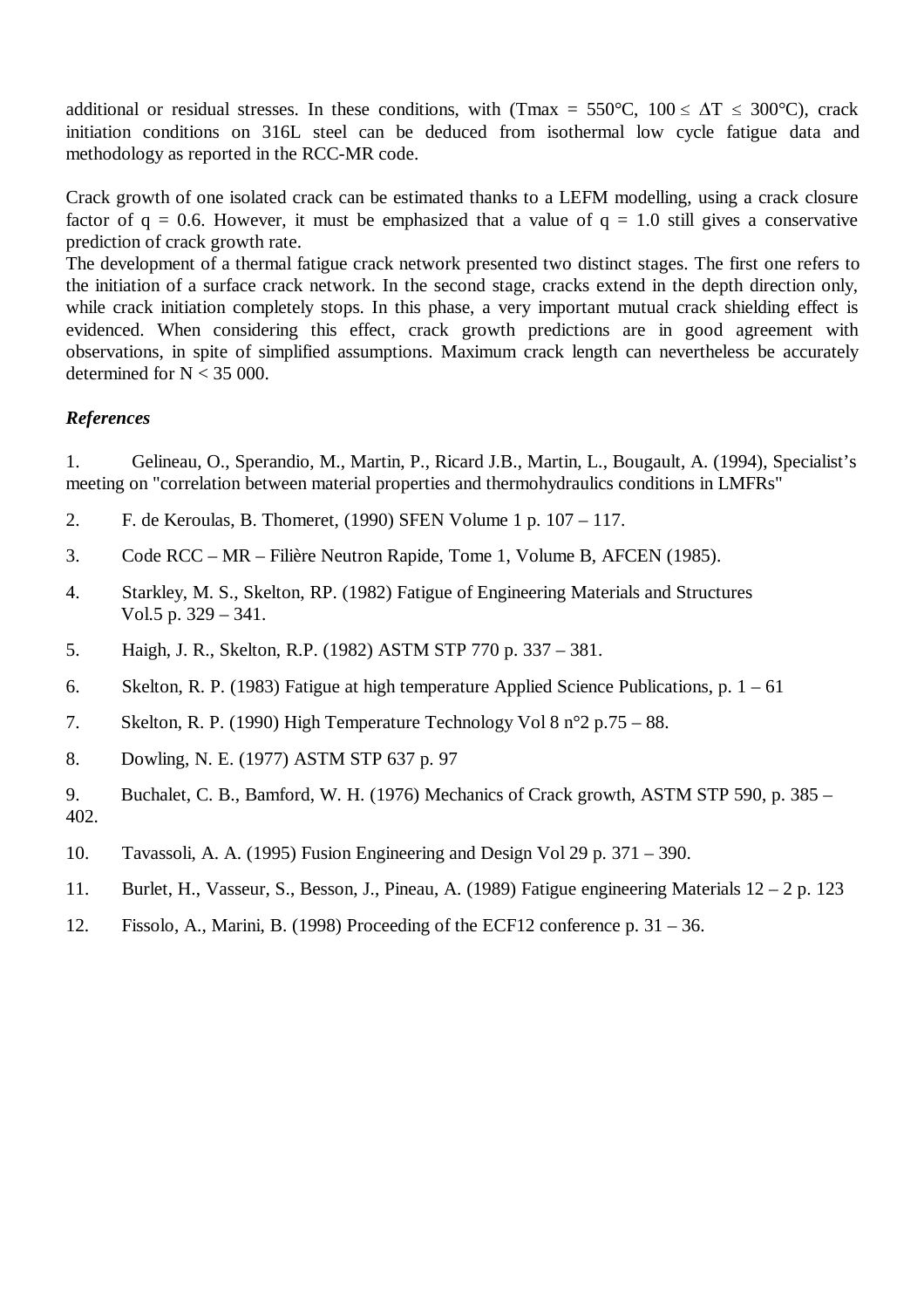additional or residual stresses. In these conditions, with ($T_{max}$ = 550°C, $100 \leq \Delta T \leq 300$°C), crack initiation conditions on 316L steel can be deduced from isothermal low cycle fatigue data and methodology as reported in the RCC-MR code.

Crack growth of one isolated crack can be estimated thanks to a LEFM modelling, using a crack closure factor of $q = 0.6$. However, it must be emphasized that a value of $q = 1.0$ still gives a conservative prediction of crack growth rate.
The development of a thermal fatigue crack network presented two distinct stages. The first one refers to the initiation of a surface crack network. In the second stage, cracks extend in the depth direction only, while crack initiation completely stops. In this phase, a very important mutual crack shielding effect is evidenced. When considering this effect, crack growth predictions are in good agreement with observations, in spite of simplified assumptions. Maximum crack length can nevertheless be accurately determined for $N < 35\,000$.

***References***

1. Gelineau, O., Sperandio, M., Martin, P., Ricard J.B., Martin, L., Bougault, A. (1994), Specialist's meeting on "correlation between material properties and thermohydraulics conditions in LMFRs"

2. F. de Keroulas, B. Thomeret, (1990) SFEN Volume 1 p. 107 – 117.

3. Code RCC – MR – Filière Neutron Rapide, Tome 1, Volume B, AFCEN (1985).

4. Starkley, M. S., Skelton, RP. (1982) Fatigue of Engineering Materials and Structures Vol.5 p. 329 – 341.

5. Haigh, J. R., Skelton, R.P. (1982) ASTM STP 770 p. 337 – 381.

6. Skelton, R. P. (1983) Fatigue at high temperature Applied Science Publications, p. 1 – 61

7. Skelton, R. P. (1990) High Temperature Technology Vol 8 n°2 p.75 – 88.

8. Dowling, N. E. (1977) ASTM STP 637 p. 97

9. Buchalet, C. B., Bamford, W. H. (1976) Mechanics of Crack growth, ASTM STP 590, p. 385 – 402.

10. Tavassoli, A. A. (1995) Fusion Engineering and Design Vol 29 p. 371 – 390.

11. Burlet, H., Vasseur, S., Besson, J., Pineau, A. (1989) Fatigue engineering Materials 12 – 2 p. 123

12. Fissolo, A., Marini, B. (1998) Proceeding of the ECF12 conference p. 31 – 36.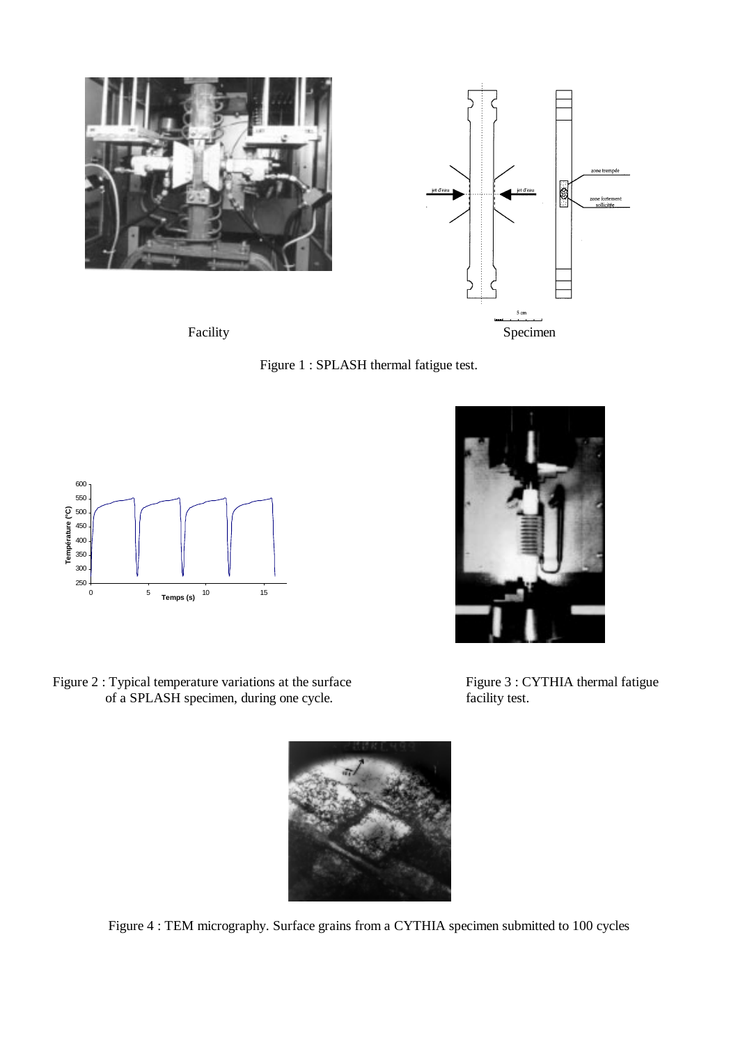Facility

Specimen

Figure 1 : SPLASH thermal fatigue test.

Figure 2 : Typical temperature variations at the surface of a SPLASH specimen, during one cycle.

Figure 3 : CYTHIA thermal fatigue facility test.

Figure 4 : TEM micrography. Surface grains from a CYTHIA specimen submitted to 100 cycles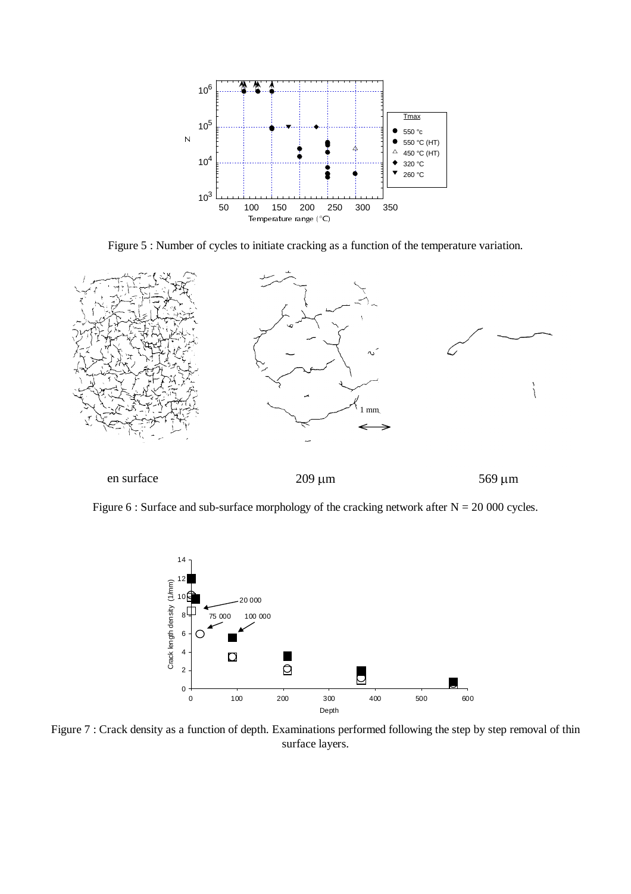$10^6$

$10^5$

$10^4$

$10^3$

N

50 100 150 200 250 300 350

Temperature range (°C)

Tmax

550 °c

550 °C (HT)

450 °C (HT)

320 °C

260 °C

Figure 5 : Number of cycles to initiate cracking as a function of the temperature variation.

1 mm

en surface

209 µm

569 µm

Figure 6 : Surface and sub-surface morphology of the cracking network after N = 20 000 cycles.

14

12

10

8

6

4

2

0

Crack length density (1/mm)

20 000

75 000

100 000

0 100 200 300 400 500 600

Depth

Figure 7 : Crack density as a function of depth. Examinations performed following the step by step removal of thin surface layers.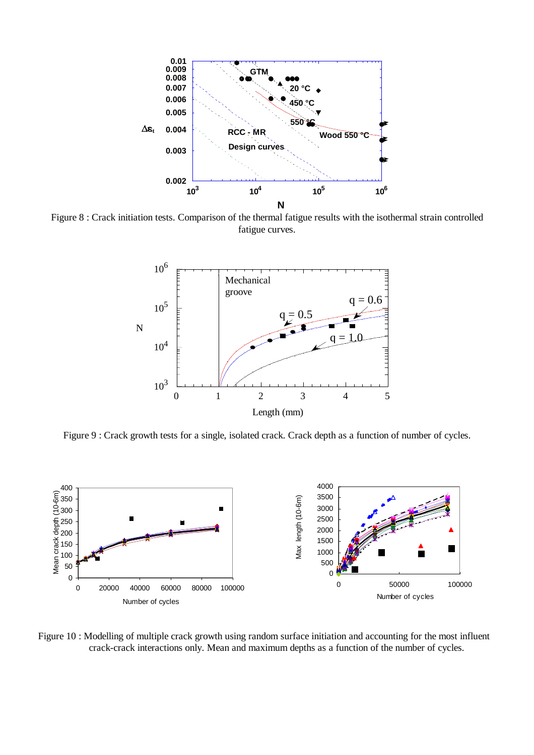0.01
0.009
0.008
0.007
0.006
0.005
0.004
0.003
0.002

$\Delta\varepsilon_t$

GTM
20 °C
450 °C
550 °C
Wood 550 °C
RCC - MR
Design curves

$10^3$ $10^4$ $10^5$ $10^6$

N

Figure 8 : Crack initiation tests. Comparison of the thermal fatigue results with the isothermal strain controlled fatigue curves.

$10^6$
$10^5$
$10^4$
$10^3$

N

Mechanical groove

q = 0.6
q = 0.5
q = 1.0

0 1 2 3 4 5

Length (mm)

Figure 9 : Crack growth tests for a single, isolated crack. Crack depth as a function of number of cycles.

Mean crack depth (10-6m)

400 350 300 250 200 150 100 50 0

0 20000 40000 60000 80000 100000

Number of cycles

Max length (10-6m)

4000 3500 3000 2500 2000 1500 1000 500 0

0 50000 100000

Number of cycles

Figure 10 : Modelling of multiple crack growth using random surface initiation and accounting for the most influent crack-crack interactions only. Mean and maximum depths as a function of the number of cycles.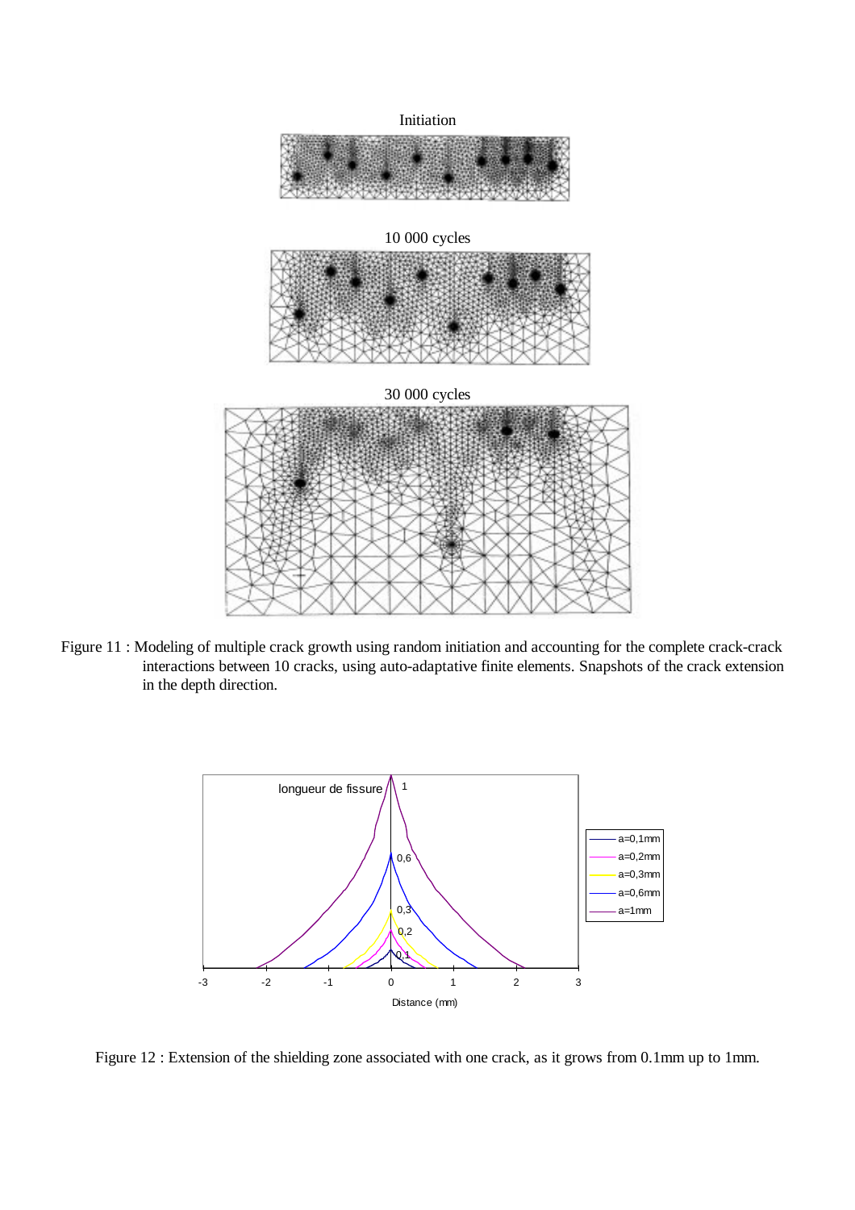Initiation

10 000 cycles

30 000 cycles

Figure 11 : Modeling of multiple crack growth using random initiation and accounting for the complete crack-crack interactions between 10 cracks, using auto-adaptative finite elements. Snapshots of the crack extension in the depth direction.

longueur de fissure

1

0,6

0,3

0,2

0,1

a=0,1mm

a=0,2mm

a=0,3mm

a=0,6mm

a=1mm

-3 -2 -1 0 1 2 3

Distance (mm)

Figure 12 : Extension of the shielding zone associated with one crack, as it grows from 0.1mm up to 1mm.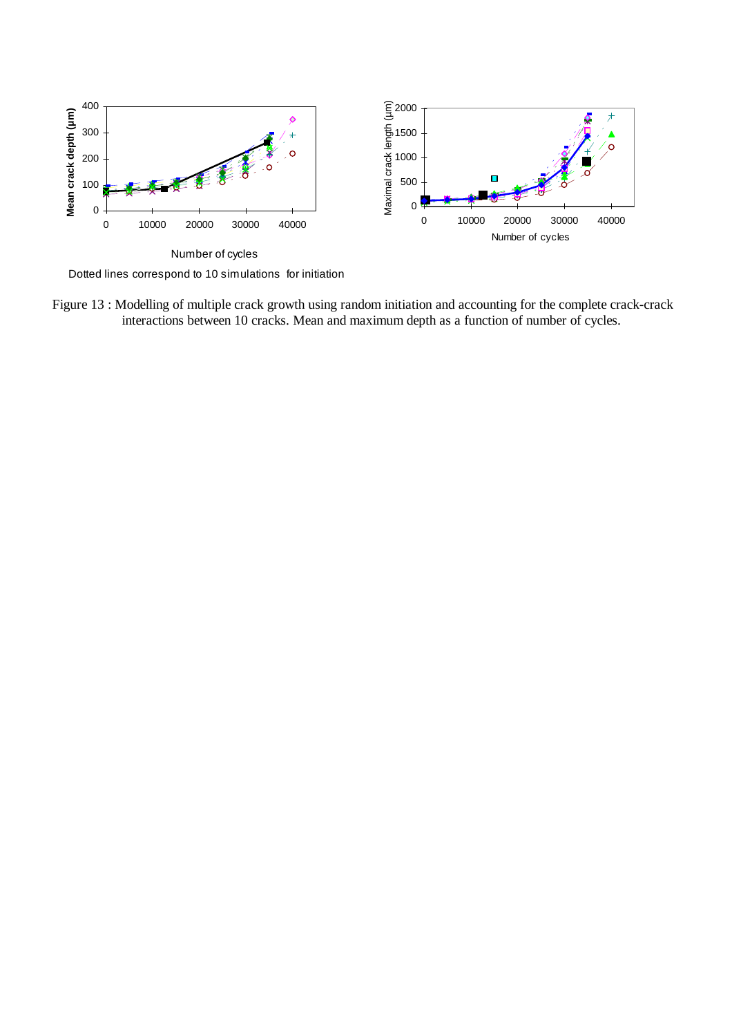Mean crack depth (µm)

400
300
200
100
0

0 10000 20000 30000 40000

Number of cycles

Maximal crack length (µm)

2000
1500
1000
500
0

0 10000 20000 30000 40000

Number of cycles

Dotted lines correspond to 10 simulations for initiation

Figure 13 : Modelling of multiple crack growth using random initiation and accounting for the complete crack-crack interactions between 10 cracks. Mean and maximum depth as a function of number of cycles.